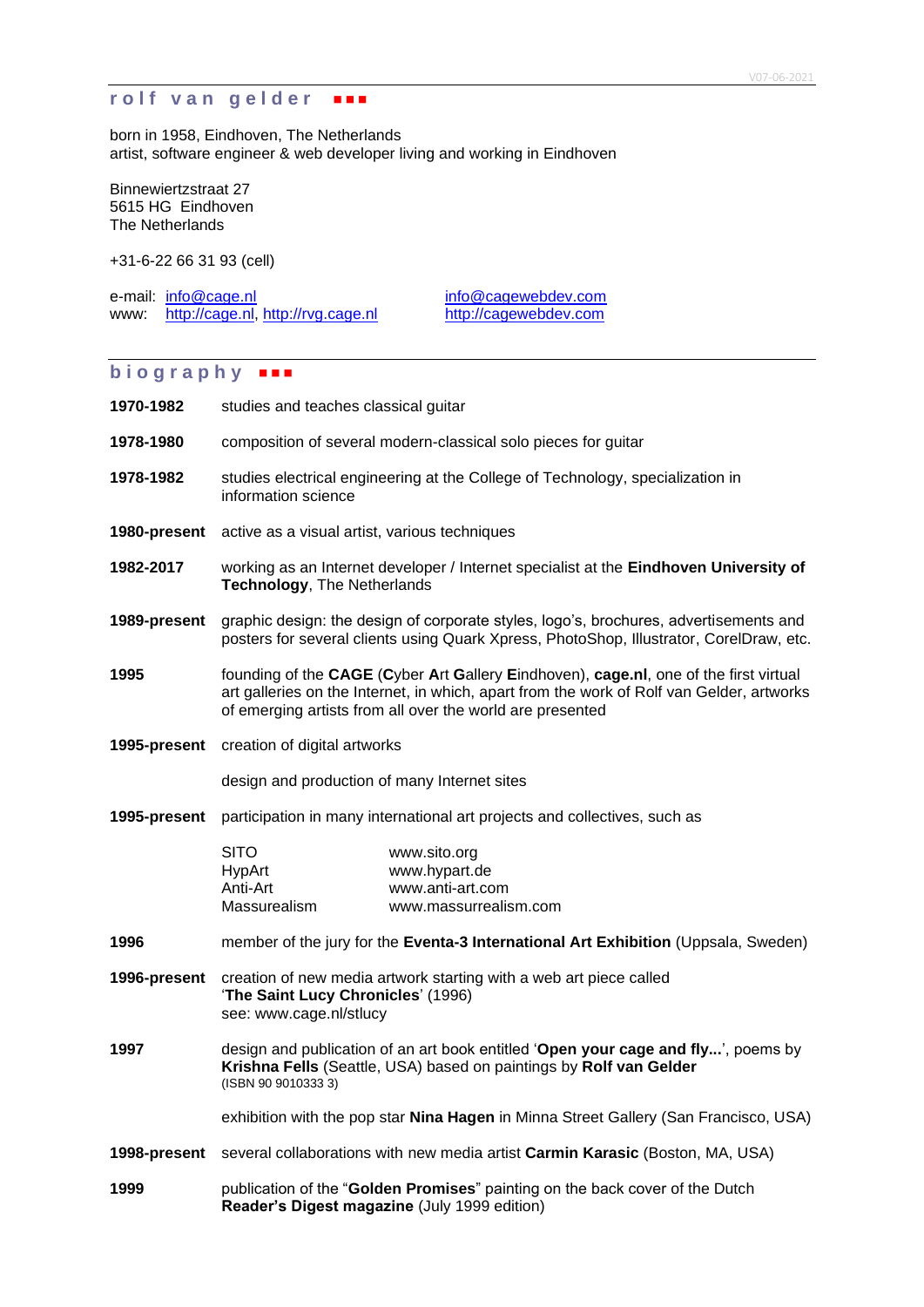## rolf van gelder ■■■

born in 1958, Eindhoven, The Netherlands
artist, software engineer & web developer living and working in Eindhoven

Binnewiertzstraat 27
5615 HG Eindhoven
The Netherlands

+31-6-22 66 31 93 (cell)

e-mail: info@cage.nl — info@cagewebdev.com
www: http://cage.nl, http://rvg.cage.nl — http://cagewebdev.com

## biography ■■■

**1970-1982** studies and teaches classical guitar

**1978-1980** composition of several modern-classical solo pieces for guitar

**1978-1982** studies electrical engineering at the College of Technology, specialization in information science

**1980-present** active as a visual artist, various techniques

**1982-2017** working as an Internet developer / Internet specialist at the **Eindhoven University of Technology**, The Netherlands

**1989-present** graphic design: the design of corporate styles, logo's, brochures, advertisements and posters for several clients using Quark Xpress, PhotoShop, Illustrator, CorelDraw, etc.

**1995** founding of the **CAGE** (**C**yber **A**rt **G**allery **E**indhoven), **cage.nl**, one of the first virtual art galleries on the Internet, in which, apart from the work of Rolf van Gelder, artworks of emerging artists from all over the world are presented

**1995-present** creation of digital artworks

design and production of many Internet sites

**1995-present** participation in many international art projects and collectives, such as

| | |
|---|---|
| SITO | www.sito.org |
| HypArt | www.hypart.de |
| Anti-Art | www.anti-art.com |
| Massurealism | www.massurrealism.com |

**1996** member of the jury for the **Eventa-3 International Art Exhibition** (Uppsala, Sweden)

**1996-present** creation of new media artwork starting with a web art piece called '**The Saint Lucy Chronicles**' (1996)
see: www.cage.nl/stlucy

**1997** design and publication of an art book entitled '**Open your cage and fly...**', poems by **Krishna Fells** (Seattle, USA) based on paintings by **Rolf van Gelder**
(ISBN 90 9010333 3)

exhibition with the pop star **Nina Hagen** in Minna Street Gallery (San Francisco, USA)

**1998-present** several collaborations with new media artist **Carmin Karasic** (Boston, MA, USA)

**1999** publication of the "**Golden Promises**" painting on the back cover of the Dutch **Reader's Digest magazine** (July 1999 edition)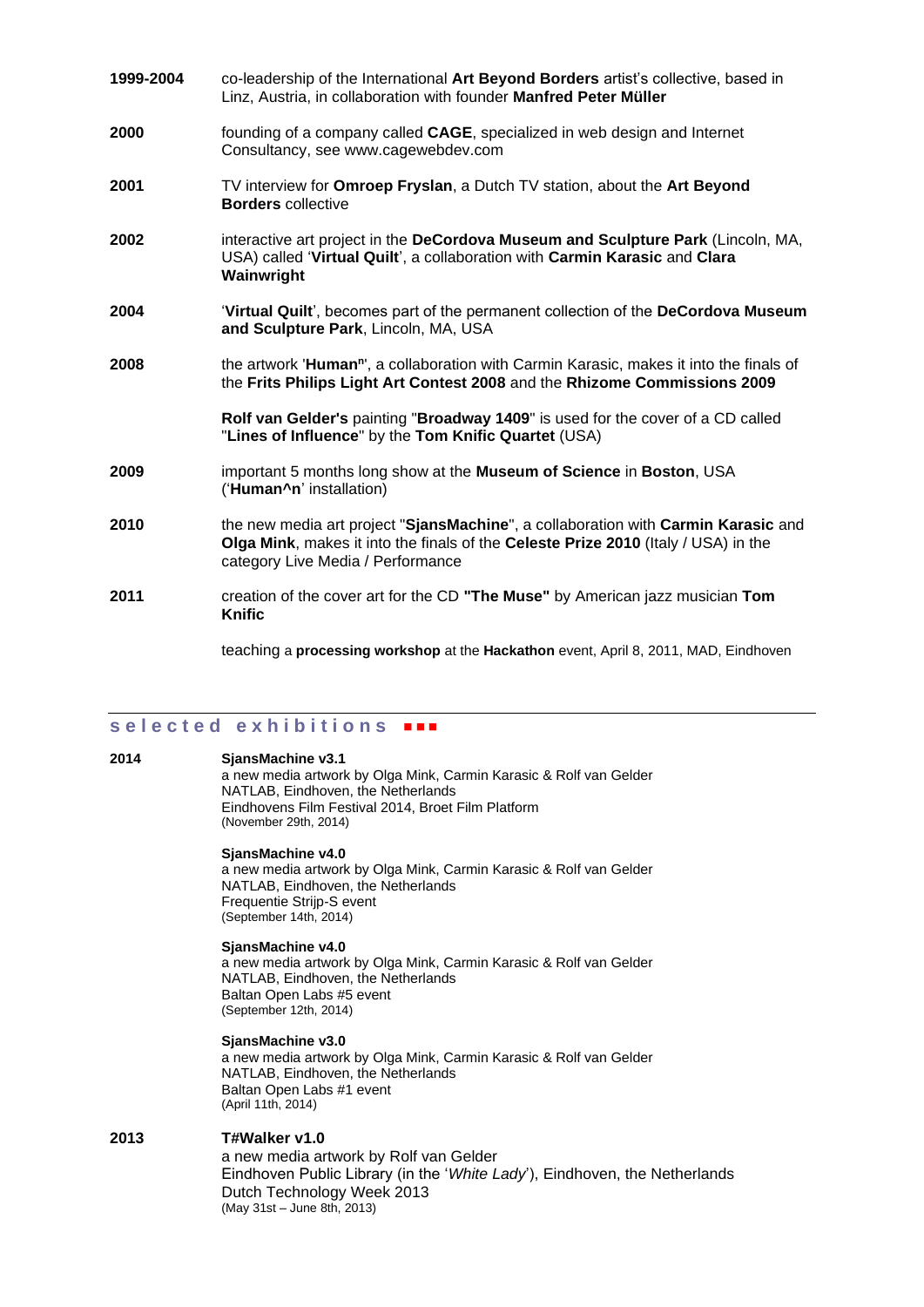**1999-2004** co-leadership of the International **Art Beyond Borders** artist's collective, based in Linz, Austria, in collaboration with founder **Manfred Peter Müller**

**2000** founding of a company called **CAGE**, specialized in web design and Internet Consultancy, see www.cagewebdev.com

**2001** TV interview for **Omroep Fryslan**, a Dutch TV station, about the **Art Beyond Borders** collective

**2002** interactive art project in the **DeCordova Museum and Sculpture Park** (Lincoln, MA, USA) called '**Virtual Quilt**', a collaboration with **Carmin Karasic** and **Clara Wainwright**

**2004** '**Virtual Quilt**', becomes part of the permanent collection of the **DeCordova Museum and Sculpture Park**, Lincoln, MA, USA

**2008** the artwork '**Human$^n$**', a collaboration with Carmin Karasic, makes it into the finals of the **Frits Philips Light Art Contest 2008** and the **Rhizome Commissions 2009**

**Rolf van Gelder's** painting "**Broadway 1409**" is used for the cover of a CD called "**Lines of Influence**" by the **Tom Knific Quartet** (USA)

**2009** important 5 months long show at the **Museum of Science** in **Boston**, USA ('**Human^n**' installation)

**2010** the new media art project "**SjansMachine**", a collaboration with **Carmin Karasic** and **Olga Mink**, makes it into the finals of the **Celeste Prize 2010** (Italy / USA) in the category Live Media / Performance

**2011** creation of the cover art for the CD **"The Muse"** by American jazz musician **Tom Knific**

teaching a **processing workshop** at the **Hackathon** event, April 8, 2011, MAD, Eindhoven

## selected exhibitions

**2014**

**SjansMachine v3.1**
a new media artwork by Olga Mink, Carmin Karasic & Rolf van Gelder
NATLAB, Eindhoven, the Netherlands
Eindhovens Film Festival 2014, Broet Film Platform
(November 29th, 2014)

**SjansMachine v4.0**
a new media artwork by Olga Mink, Carmin Karasic & Rolf van Gelder
NATLAB, Eindhoven, the Netherlands
Frequentie Strijp-S event
(September 14th, 2014)

**SjansMachine v4.0**
a new media artwork by Olga Mink, Carmin Karasic & Rolf van Gelder
NATLAB, Eindhoven, the Netherlands
Baltan Open Labs #5 event
(September 12th, 2014)

**SjansMachine v3.0**
a new media artwork by Olga Mink, Carmin Karasic & Rolf van Gelder
NATLAB, Eindhoven, the Netherlands
Baltan Open Labs #1 event
(April 11th, 2014)

**2013**

**T#Walker v1.0**
a new media artwork by Rolf van Gelder
Eindhoven Public Library (in the '*White Lady*'), Eindhoven, the Netherlands
Dutch Technology Week 2013
(May 31st – June 8th, 2013)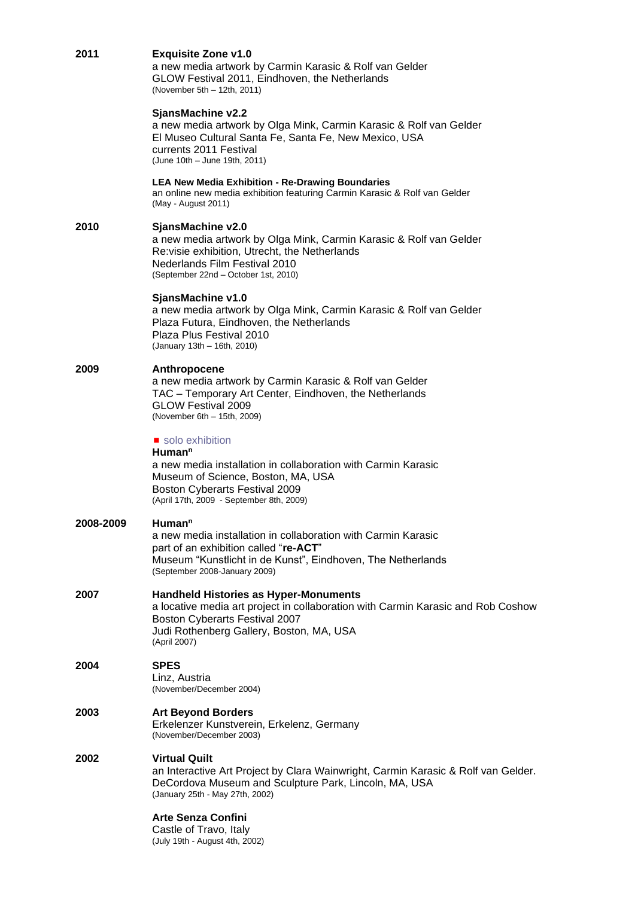**2011**

**Exquisite Zone v1.0**
a new media artwork by Carmin Karasic & Rolf van Gelder
GLOW Festival 2011, Eindhoven, the Netherlands
(November 5th – 12th, 2011)

**SjansMachine v2.2**
a new media artwork by Olga Mink, Carmin Karasic & Rolf van Gelder
El Museo Cultural Santa Fe, Santa Fe, New Mexico, USA
currents 2011 Festival
(June 10th – June 19th, 2011)

**LEA New Media Exhibition - Re-Drawing Boundaries**
an online new media exhibition featuring Carmin Karasic & Rolf van Gelder
(May - August 2011)

**2010**

**SjansMachine v2.0**
a new media artwork by Olga Mink, Carmin Karasic & Rolf van Gelder
Re:visie exhibition, Utrecht, the Netherlands
Nederlands Film Festival 2010
(September 22nd – October 1st, 2010)

**SjansMachine v1.0**
a new media artwork by Olga Mink, Carmin Karasic & Rolf van Gelder
Plaza Futura, Eindhoven, the Netherlands
Plaza Plus Festival 2010
(January 13th – 16th, 2010)

**2009**

**Anthropocene**
a new media artwork by Carmin Karasic & Rolf van Gelder
TAC – Temporary Art Center, Eindhoven, the Netherlands
GLOW Festival 2009
(November 6th – 15th, 2009)

■ solo exhibition
**Human$^n$**
a new media installation in collaboration with Carmin Karasic
Museum of Science, Boston, MA, USA
Boston Cyberarts Festival 2009
(April 17th, 2009 - September 8th, 2009)

**2008-2009**

**Human$^n$**
a new media installation in collaboration with Carmin Karasic
part of an exhibition called "**re-ACT**"
Museum "Kunstlicht in de Kunst", Eindhoven, The Netherlands
(September 2008-January 2009)

**2007**

**Handheld Histories as Hyper-Monuments**
a locative media art project in collaboration with Carmin Karasic and Rob Coshow
Boston Cyberarts Festival 2007
Judi Rothenberg Gallery, Boston, MA, USA
(April 2007)

**2004**

**SPES**
Linz, Austria
(November/December 2004)

**2003**

**Art Beyond Borders**
Erkelenzer Kunstverein, Erkelenz, Germany
(November/December 2003)

**2002**

**Virtual Quilt**
an Interactive Art Project by Clara Wainwright, Carmin Karasic & Rolf van Gelder.
DeCordova Museum and Sculpture Park, Lincoln, MA, USA
(January 25th - May 27th, 2002)

**Arte Senza Confini**
Castle of Travo, Italy
(July 19th - August 4th, 2002)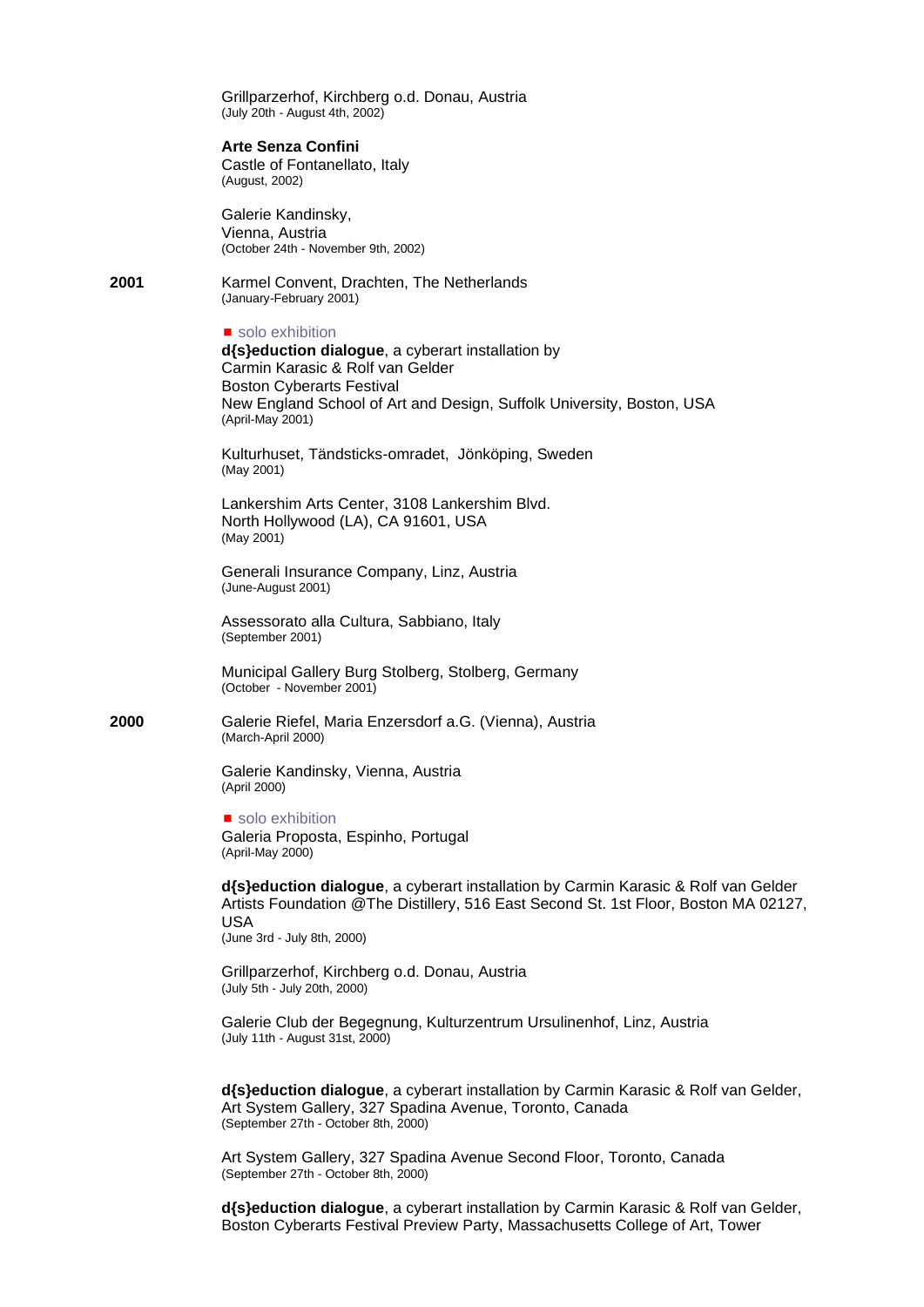Grillparzerhof, Kirchberg o.d. Donau, Austria
(July 20th - August 4th, 2002)

**Arte Senza Confini**
Castle of Fontanellato, Italy
(August, 2002)

Galerie Kandinsky,
Vienna, Austria
(October 24th - November 9th, 2002)

**2001**

Karmel Convent, Drachten, The Netherlands
(January-February 2001)

■ solo exhibition
**d{s}eduction dialogue**, a cyberart installation by
Carmin Karasic & Rolf van Gelder
Boston Cyberarts Festival
New England School of Art and Design, Suffolk University, Boston, USA
(April-May 2001)

Kulturhuset, Tändsticks-omradet, Jönköping, Sweden
(May 2001)

Lankershim Arts Center, 3108 Lankershim Blvd.
North Hollywood (LA), CA 91601, USA
(May 2001)

Generali Insurance Company, Linz, Austria
(June-August 2001)

Assessorato alla Cultura, Sabbiano, Italy
(September 2001)

Municipal Gallery Burg Stolberg, Stolberg, Germany
(October - November 2001)

**2000**

Galerie Riefel, Maria Enzersdorf a.G. (Vienna), Austria
(March-April 2000)

Galerie Kandinsky, Vienna, Austria
(April 2000)

■ solo exhibition
Galeria Proposta, Espinho, Portugal
(April-May 2000)

**d{s}eduction dialogue**, a cyberart installation by Carmin Karasic & Rolf van Gelder
Artists Foundation @The Distillery, 516 East Second St. 1st Floor, Boston MA 02127, USA
(June 3rd - July 8th, 2000)

Grillparzerhof, Kirchberg o.d. Donau, Austria
(July 5th - July 20th, 2000)

Galerie Club der Begegnung, Kulturzentrum Ursulinenhof, Linz, Austria
(July 11th - August 31st, 2000)

**d{s}eduction dialogue**, a cyberart installation by Carmin Karasic & Rolf van Gelder,
Art System Gallery, 327 Spadina Avenue, Toronto, Canada
(September 27th - October 8th, 2000)

Art System Gallery, 327 Spadina Avenue Second Floor, Toronto, Canada
(September 27th - October 8th, 2000)

**d{s}eduction dialogue**, a cyberart installation by Carmin Karasic & Rolf van Gelder,
Boston Cyberarts Festival Preview Party, Massachusetts College of Art, Tower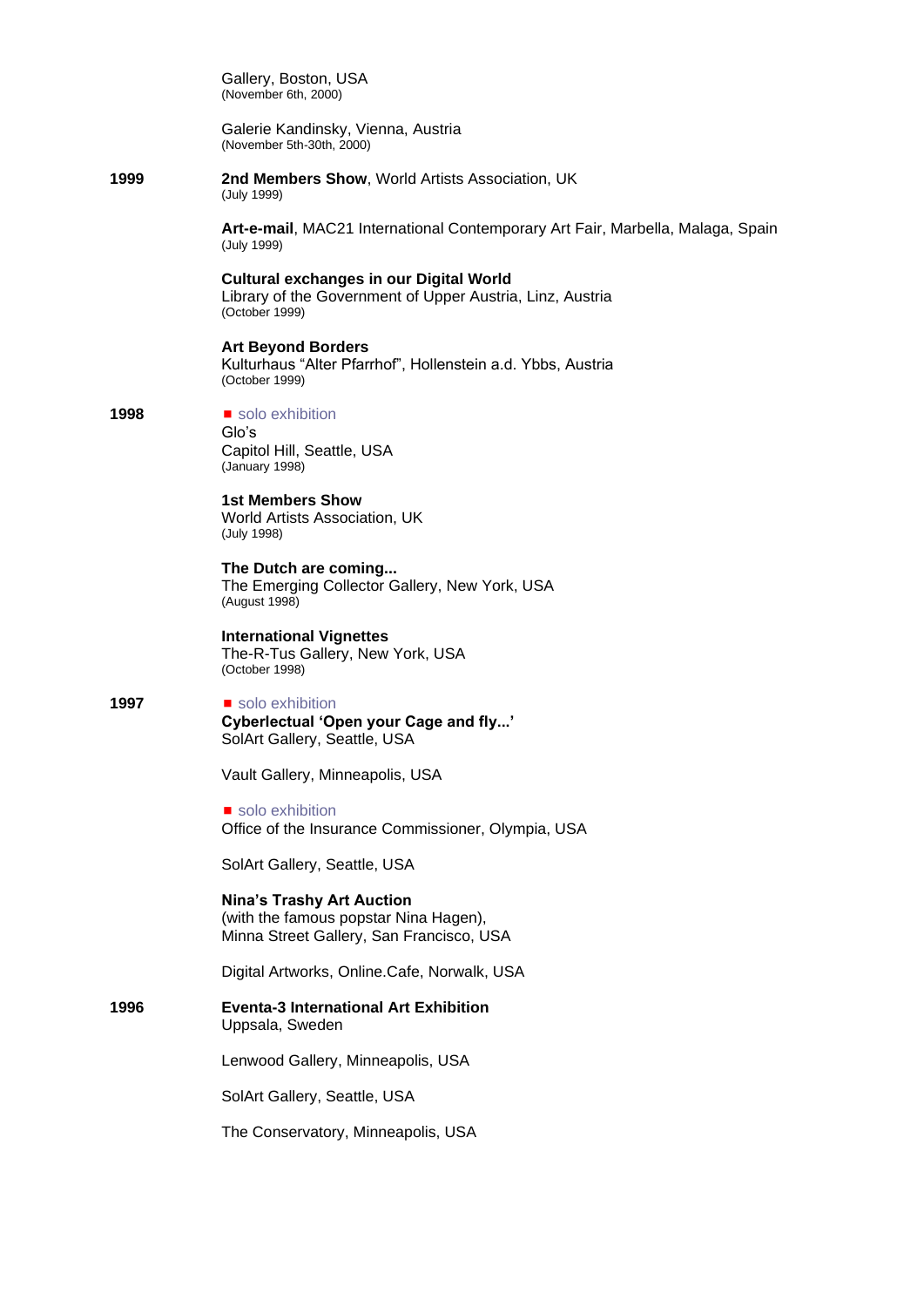Gallery, Boston, USA
(November 6th, 2000)

Galerie Kandinsky, Vienna, Austria
(November 5th-30th, 2000)

**1999**

**2nd Members Show**, World Artists Association, UK
(July 1999)

**Art-e-mail**, MAC21 International Contemporary Art Fair, Marbella, Malaga, Spain
(July 1999)

**Cultural exchanges in our Digital World**
Library of the Government of Upper Austria, Linz, Austria
(October 1999)

**Art Beyond Borders**
Kulturhaus "Alter Pfarrhof", Hollenstein a.d. Ybbs, Austria
(October 1999)

**1998**

■ solo exhibition
Glo's
Capitol Hill, Seattle, USA
(January 1998)

**1st Members Show**
World Artists Association, UK
(July 1998)

**The Dutch are coming...**
The Emerging Collector Gallery, New York, USA
(August 1998)

**International Vignettes**
The-R-Tus Gallery, New York, USA
(October 1998)

**1997**

■ solo exhibition
**Cyberlectual 'Open your Cage and fly...'**
SolArt Gallery, Seattle, USA

Vault Gallery, Minneapolis, USA

■ solo exhibition
Office of the Insurance Commissioner, Olympia, USA

SolArt Gallery, Seattle, USA

**Nina's Trashy Art Auction**
(with the famous popstar Nina Hagen),
Minna Street Gallery, San Francisco, USA

Digital Artworks, Online.Cafe, Norwalk, USA

**1996**

**Eventa-3 International Art Exhibition**
Uppsala, Sweden

Lenwood Gallery, Minneapolis, USA

SolArt Gallery, Seattle, USA

The Conservatory, Minneapolis, USA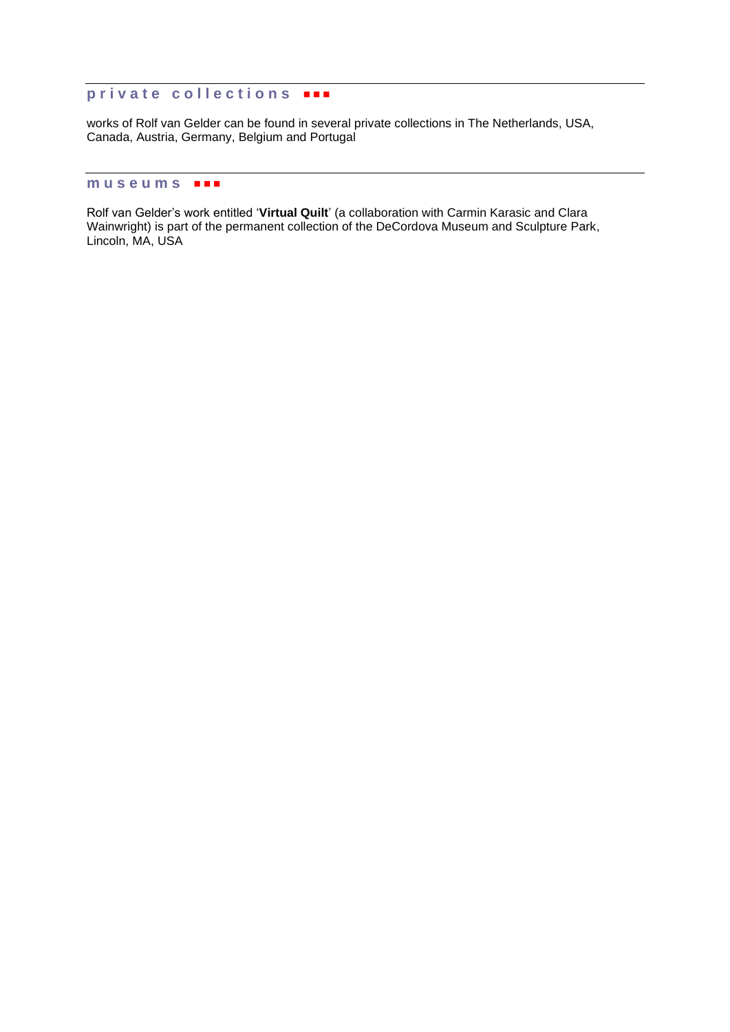## private collections ■■■

works of Rolf van Gelder can be found in several private collections in The Netherlands, USA, Canada, Austria, Germany, Belgium and Portugal

## museums ■■■

Rolf van Gelder's work entitled '**Virtual Quilt**' (a collaboration with Carmin Karasic and Clara Wainwright) is part of the permanent collection of the DeCordova Museum and Sculpture Park, Lincoln, MA, USA